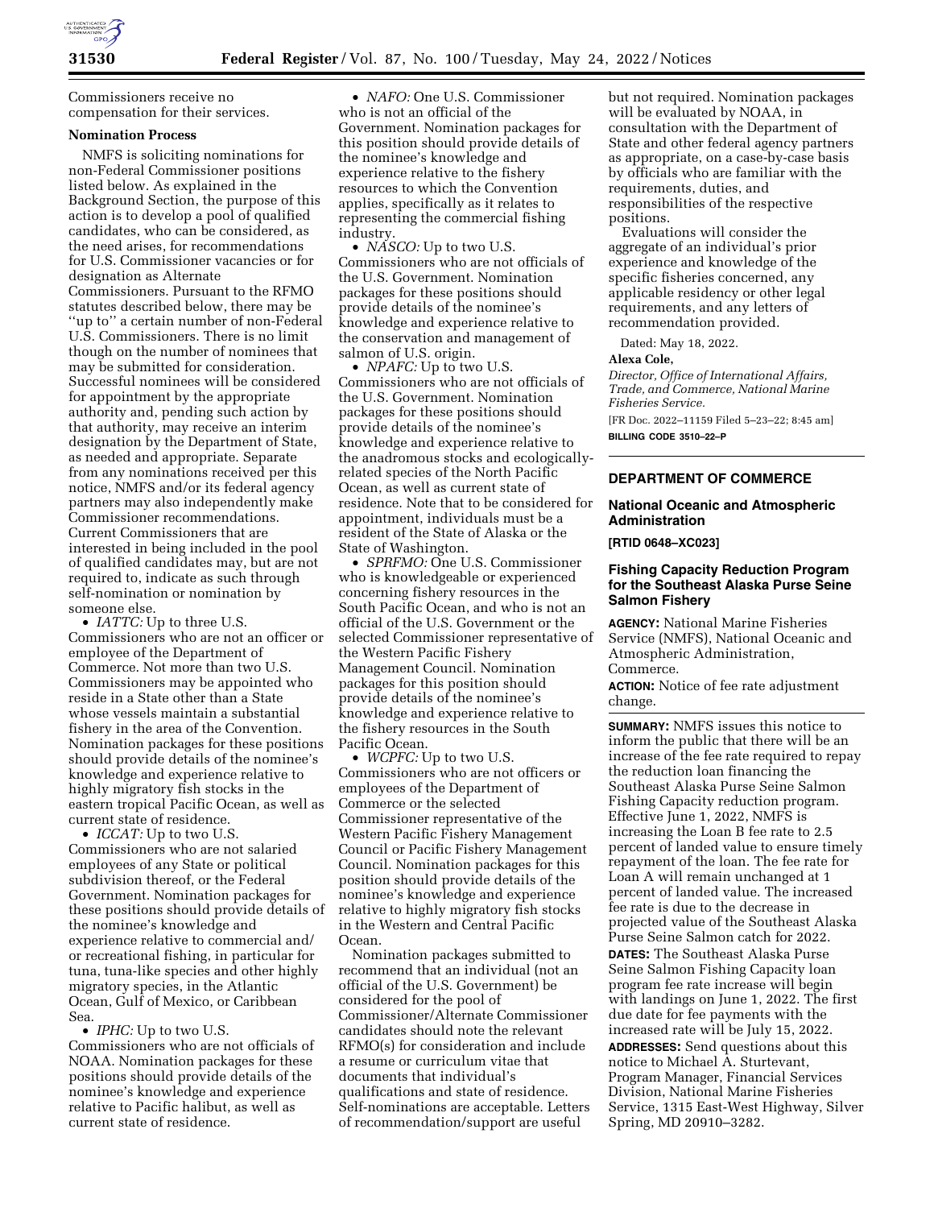Commissioners receive no compensation for their services.

**Nomination Process**

NMFS is soliciting nominations for non-Federal Commissioner positions listed below. As explained in the Background Section, the purpose of this action is to develop a pool of qualified candidates, who can be considered, as the need arises, for recommendations for U.S. Commissioner vacancies or for designation as Alternate Commissioners. Pursuant to the RFMO statutes described below, there may be ''up to'' a certain number of non-Federal U.S. Commissioners. There is no limit though on the number of nominees that may be submitted for consideration. Successful nominees will be considered for appointment by the appropriate authority and, pending such action by that authority, may receive an interim designation by the Department of State, as needed and appropriate. Separate from any nominations received per this notice, NMFS and/or its federal agency partners may also independently make Commissioner recommendations. Current Commissioners that are interested in being included in the pool of qualified candidates may, but are not required to, indicate as such through self-nomination or nomination by someone else.

- *IATTC:* Up to three U.S. Commissioners who are not an officer or employee of the Department of Commerce. Not more than two U.S. Commissioners may be appointed who reside in a State other than a State whose vessels maintain a substantial fishery in the area of the Convention. Nomination packages for these positions should provide details of the nominee's knowledge and experience relative to highly migratory fish stocks in the eastern tropical Pacific Ocean, as well as current state of residence.
- *ICCAT:* Up to two U.S. Commissioners who are not salaried employees of any State or political subdivision thereof, or the Federal Government. Nomination packages for these positions should provide details of the nominee's knowledge and experience relative to commercial and/or recreational fishing, in particular for tuna, tuna-like species and other highly migratory species, in the Atlantic Ocean, Gulf of Mexico, or Caribbean Sea.
- *IPHC:* Up to two U.S. Commissioners who are not officials of NOAA. Nomination packages for these positions should provide details of the nominee's knowledge and experience relative to Pacific halibut, as well as current state of residence.
- *NAFO:* One U.S. Commissioner who is not an official of the Government. Nomination packages for this position should provide details of the nominee's knowledge and experience relative to the fishery resources to which the Convention applies, specifically as it relates to representing the commercial fishing industry.
- *NASCO:* Up to two U.S. Commissioners who are not officials of the U.S. Government. Nomination packages for these positions should provide details of the nominee's knowledge and experience relative to the conservation and management of salmon of U.S. origin.
- *NPAFC:* Up to two U.S. Commissioners who are not officials of the U.S. Government. Nomination packages for these positions should provide details of the nominee's knowledge and experience relative to the anadromous stocks and ecologically-related species of the North Pacific Ocean, as well as current state of residence. Note that to be considered for appointment, individuals must be a resident of the State of Alaska or the State of Washington.
- *SPRFMO:* One U.S. Commissioner who is knowledgeable or experienced concerning fishery resources in the South Pacific Ocean, and who is not an official of the U.S. Government or the selected Commissioner representative of the Western Pacific Fishery Management Council. Nomination packages for this position should provide details of the nominee's knowledge and experience relative to the fishery resources in the South Pacific Ocean.
- *WCPFC:* Up to two U.S. Commissioners who are not officers or employees of the Department of Commerce or the selected Commissioner representative of the Western Pacific Fishery Management Council or Pacific Fishery Management Council. Nomination packages for this position should provide details of the nominee's knowledge and experience relative to highly migratory fish stocks in the Western and Central Pacific Ocean.

Nomination packages submitted to recommend that an individual (not an official of the U.S. Government) be considered for the pool of Commissioner/Alternate Commissioner candidates should note the relevant RFMO(s) for consideration and include a resume or curriculum vitae that documents that individual's qualifications and state of residence. Self-nominations are acceptable. Letters of recommendation/support are useful but not required. Nomination packages will be evaluated by NOAA, in consultation with the Department of State and other federal agency partners as appropriate, on a case-by-case basis by officials who are familiar with the requirements, duties, and responsibilities of the respective positions.

Evaluations will consider the aggregate of an individual's prior experience and knowledge of the specific fisheries concerned, any applicable residency or other legal requirements, and any letters of recommendation provided.

Dated: May 18, 2022.

**Alexa Cole,**

*Director, Office of International Affairs, Trade, and Commerce, National Marine Fisheries Service.*

[FR Doc. 2022–11159 Filed 5–23–22; 8:45 am]

**BILLING CODE 3510–22–P**

---

## DEPARTMENT OF COMMERCE

### National Oceanic and Atmospheric Administration

**[RTID 0648–XC023]**

### Fishing Capacity Reduction Program for the Southeast Alaska Purse Seine Salmon Fishery

**AGENCY:** National Marine Fisheries Service (NMFS), National Oceanic and Atmospheric Administration, Commerce.

**ACTION:** Notice of fee rate adjustment change.

---

**SUMMARY:** NMFS issues this notice to inform the public that there will be an increase of the fee rate required to repay the reduction loan financing the Southeast Alaska Purse Seine Salmon Fishing Capacity reduction program. Effective June 1, 2022, NMFS is increasing the Loan B fee rate to 2.5 percent of landed value to ensure timely repayment of the loan. The fee rate for Loan A will remain unchanged at 1 percent of landed value. The increased fee rate is due to the decrease in projected value of the Southeast Alaska Purse Seine Salmon catch for 2022.

**DATES:** The Southeast Alaska Purse Seine Salmon Fishing Capacity loan program fee rate increase will begin with landings on June 1, 2022. The first due date for fee payments with the increased rate will be July 15, 2022.

**ADDRESSES:** Send questions about this notice to Michael A. Sturtevant, Program Manager, Financial Services Division, National Marine Fisheries Service, 1315 East-West Highway, Silver Spring, MD 20910–3282.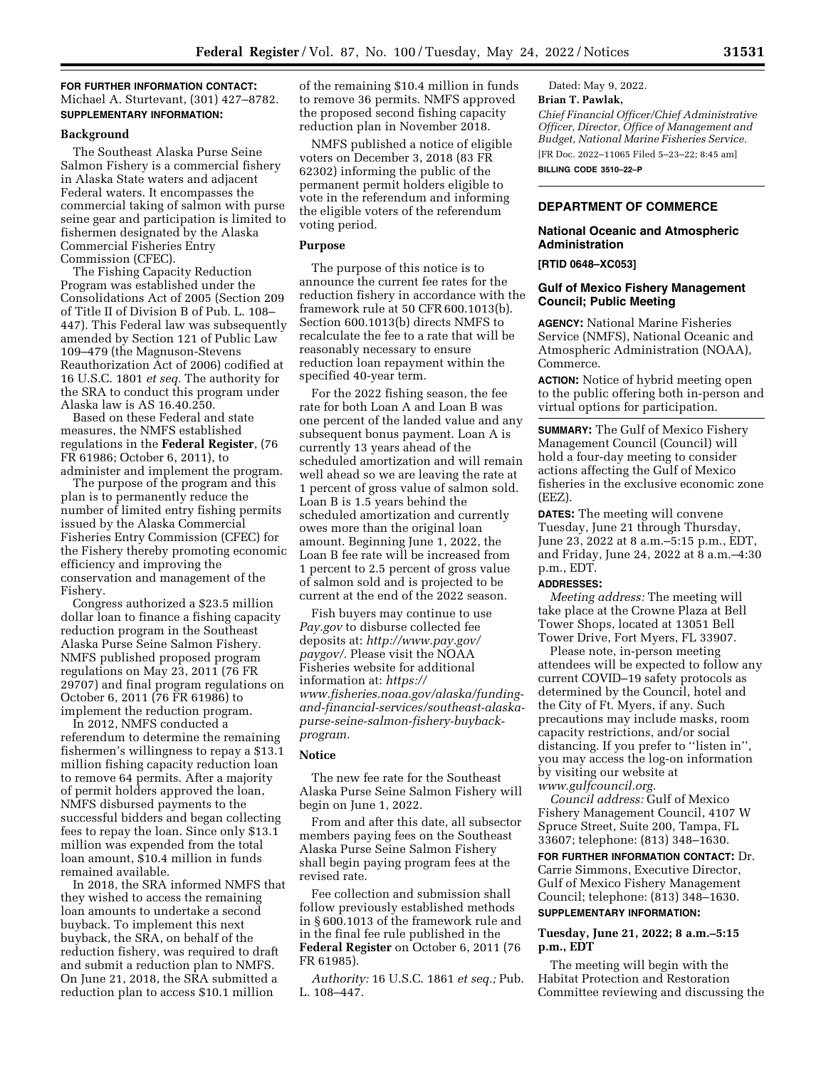**FOR FURTHER INFORMATION CONTACT:** Michael A. Sturtevant, (301) 427–8782.

**SUPPLEMENTARY INFORMATION:**

**Background**

The Southeast Alaska Purse Seine Salmon Fishery is a commercial fishery in Alaska State waters and adjacent Federal waters. It encompasses the commercial taking of salmon with purse seine gear and participation is limited to fishermen designated by the Alaska Commercial Fisheries Entry Commission (CFEC).

The Fishing Capacity Reduction Program was established under the Consolidations Act of 2005 (Section 209 of Title II of Division B of Pub. L. 108–447). This Federal law was subsequently amended by Section 121 of Public Law 109–479 (the Magnuson-Stevens Reauthorization Act of 2006) codified at 16 U.S.C. 1801 *et seq.* The authority for the SRA to conduct this program under Alaska law is AS 16.40.250.

Based on these Federal and state measures, the NMFS established regulations in the **Federal Register**, (76 FR 61986; October 6, 2011), to administer and implement the program.

The purpose of the program and this plan is to permanently reduce the number of limited entry fishing permits issued by the Alaska Commercial Fisheries Entry Commission (CFEC) for the Fishery thereby promoting economic efficiency and improving the conservation and management of the Fishery.

Congress authorized a $23.5 million dollar loan to finance a fishing capacity reduction program in the Southeast Alaska Purse Seine Salmon Fishery. NMFS published proposed program regulations on May 23, 2011 (76 FR 29707) and final program regulations on October 6, 2011 (76 FR 61986) to implement the reduction program.

In 2012, NMFS conducted a referendum to determine the remaining fishermen's willingness to repay a $13.1 million fishing capacity reduction loan to remove 64 permits. After a majority of permit holders approved the loan, NMFS disbursed payments to the successful bidders and began collecting fees to repay the loan. Since only $13.1 million was expended from the total loan amount, $10.4 million in funds remained available.

In 2018, the SRA informed NMFS that they wished to access the remaining loan amounts to undertake a second buyback. To implement this next buyback, the SRA, on behalf of the reduction fishery, was required to draft and submit a reduction plan to NMFS. On June 21, 2018, the SRA submitted a reduction plan to access $10.1 million of the remaining $10.4 million in funds to remove 36 permits. NMFS approved the proposed second fishing capacity reduction plan in November 2018.

NMFS published a notice of eligible voters on December 3, 2018 (83 FR 62302) informing the public of the permanent permit holders eligible to vote in the referendum and informing the eligible voters of the referendum voting period.

**Purpose**

The purpose of this notice is to announce the current fee rates for the reduction fishery in accordance with the framework rule at 50 CFR 600.1013(b). Section 600.1013(b) directs NMFS to recalculate the fee to a rate that will be reasonably necessary to ensure reduction loan repayment within the specified 40-year term.

For the 2022 fishing season, the fee rate for both Loan A and Loan B was one percent of the landed value and any subsequent bonus payment. Loan A is currently 13 years ahead of the scheduled amortization and will remain well ahead so we are leaving the rate at 1 percent of gross value of salmon sold. Loan B is 1.5 years behind the scheduled amortization and currently owes more than the original loan amount. Beginning June 1, 2022, the Loan B fee rate will be increased from 1 percent to 2.5 percent of gross value of salmon sold and is projected to be current at the end of the 2022 season.

Fish buyers may continue to use *Pay.gov* to disburse collected fee deposits at: *http://www.pay.gov/paygov/.* Please visit the NOAA Fisheries website for additional information at: *https://www.fisheries.noaa.gov/alaska/funding-and-financial-services/southeast-alaska-purse-seine-salmon-fishery-buyback-program.*

**Notice**

The new fee rate for the Southeast Alaska Purse Seine Salmon Fishery will begin on June 1, 2022.

From and after this date, all subsector members paying fees on the Southeast Alaska Purse Seine Salmon Fishery shall begin paying program fees at the revised rate.

Fee collection and submission shall follow previously established methods in § 600.1013 of the framework rule and in the final fee rule published in the **Federal Register** on October 6, 2011 (76 FR 61985).

*Authority:* 16 U.S.C. 1861 *et seq.;* Pub. L. 108–447.

Dated: May 9, 2022.

**Brian T. Pawlak,**

*Chief Financial Officer/Chief Administrative Officer, Director, Office of Management and Budget, National Marine Fisheries Service.*

[FR Doc. 2022–11065 Filed 5–23–22; 8:45 am]

**BILLING CODE 3510–22–P**

---

## DEPARTMENT OF COMMERCE

### National Oceanic and Atmospheric Administration

**[RTID 0648–XC053]**

### Gulf of Mexico Fishery Management Council; Public Meeting

**AGENCY:** National Marine Fisheries Service (NMFS), National Oceanic and Atmospheric Administration (NOAA), Commerce.

**ACTION:** Notice of hybrid meeting open to the public offering both in-person and virtual options for participation.

**SUMMARY:** The Gulf of Mexico Fishery Management Council (Council) will hold a four-day meeting to consider actions affecting the Gulf of Mexico fisheries in the exclusive economic zone (EEZ).

**DATES:** The meeting will convene Tuesday, June 21 through Thursday, June 23, 2022 at 8 a.m.–5:15 p.m., EDT, and Friday, June 24, 2022 at 8 a.m.–4:30 p.m., EDT.

**ADDRESSES:**

*Meeting address:* The meeting will take place at the Crowne Plaza at Bell Tower Shops, located at 13051 Bell Tower Drive, Fort Myers, FL 33907.

Please note, in-person meeting attendees will be expected to follow any current COVID–19 safety protocols as determined by the Council, hotel and the City of Ft. Myers, if any. Such precautions may include masks, room capacity restrictions, and/or social distancing. If you prefer to ''listen in'', you may access the log-on information by visiting our website at *www.gulfcouncil.org.*

*Council address:* Gulf of Mexico Fishery Management Council, 4107 W Spruce Street, Suite 200, Tampa, FL 33607; telephone: (813) 348–1630.

**FOR FURTHER INFORMATION CONTACT:** Dr. Carrie Simmons, Executive Director, Gulf of Mexico Fishery Management Council; telephone: (813) 348–1630.

**SUPPLEMENTARY INFORMATION:**

**Tuesday, June 21, 2022; 8 a.m.–5:15 p.m., EDT**

The meeting will begin with the Habitat Protection and Restoration Committee reviewing and discussing the